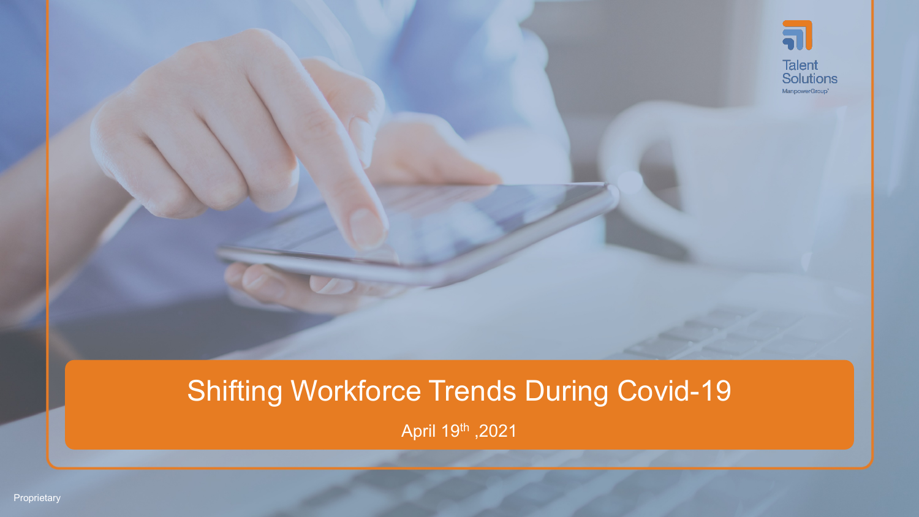Talent Solutions

ManpowerGroup

# Shifting Workforce Trends During Covid-19

April 19th ,2021

Proprietary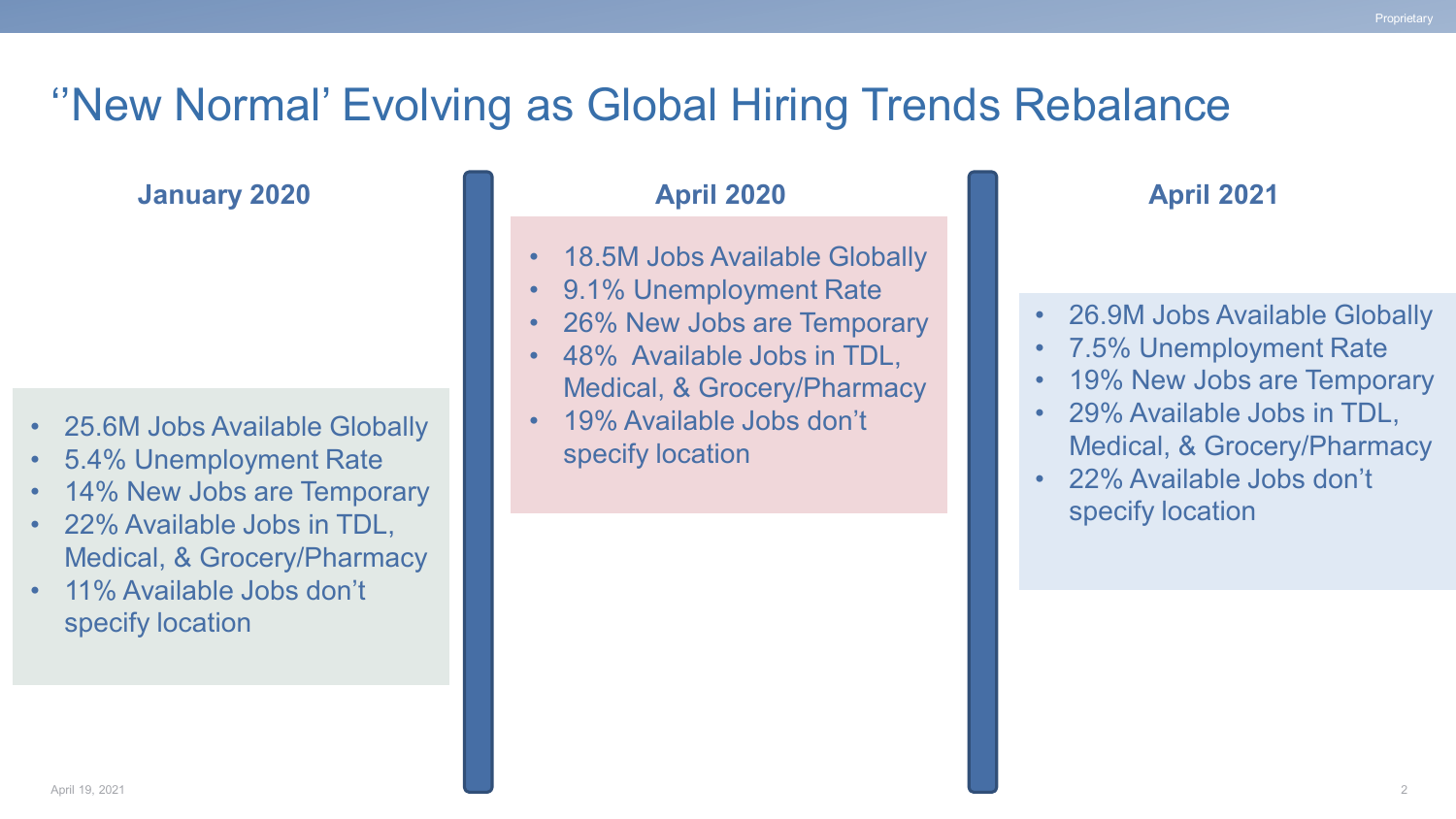# ''New Normal' Evolving as Global Hiring Trends Rebalance

### January 2020

- 25.6M Jobs Available Globally
- 5.4% Unemployment Rate
- 14% New Jobs are Temporary
- 22% Available Jobs in TDL, Medical, & Grocery/Pharmacy
- 11% Available Jobs don't specify location

### April 2020

- 18.5M Jobs Available Globally
- 9.1% Unemployment Rate
- 26% New Jobs are Temporary
- 48% Available Jobs in TDL, Medical, & Grocery/Pharmacy
- 19% Available Jobs don't specify location

### April 2021

- 26.9M Jobs Available Globally
- 7.5% Unemployment Rate
- 19% New Jobs are Temporary
- 29% Available Jobs in TDL, Medical, & Grocery/Pharmacy
- 22% Available Jobs don't specify location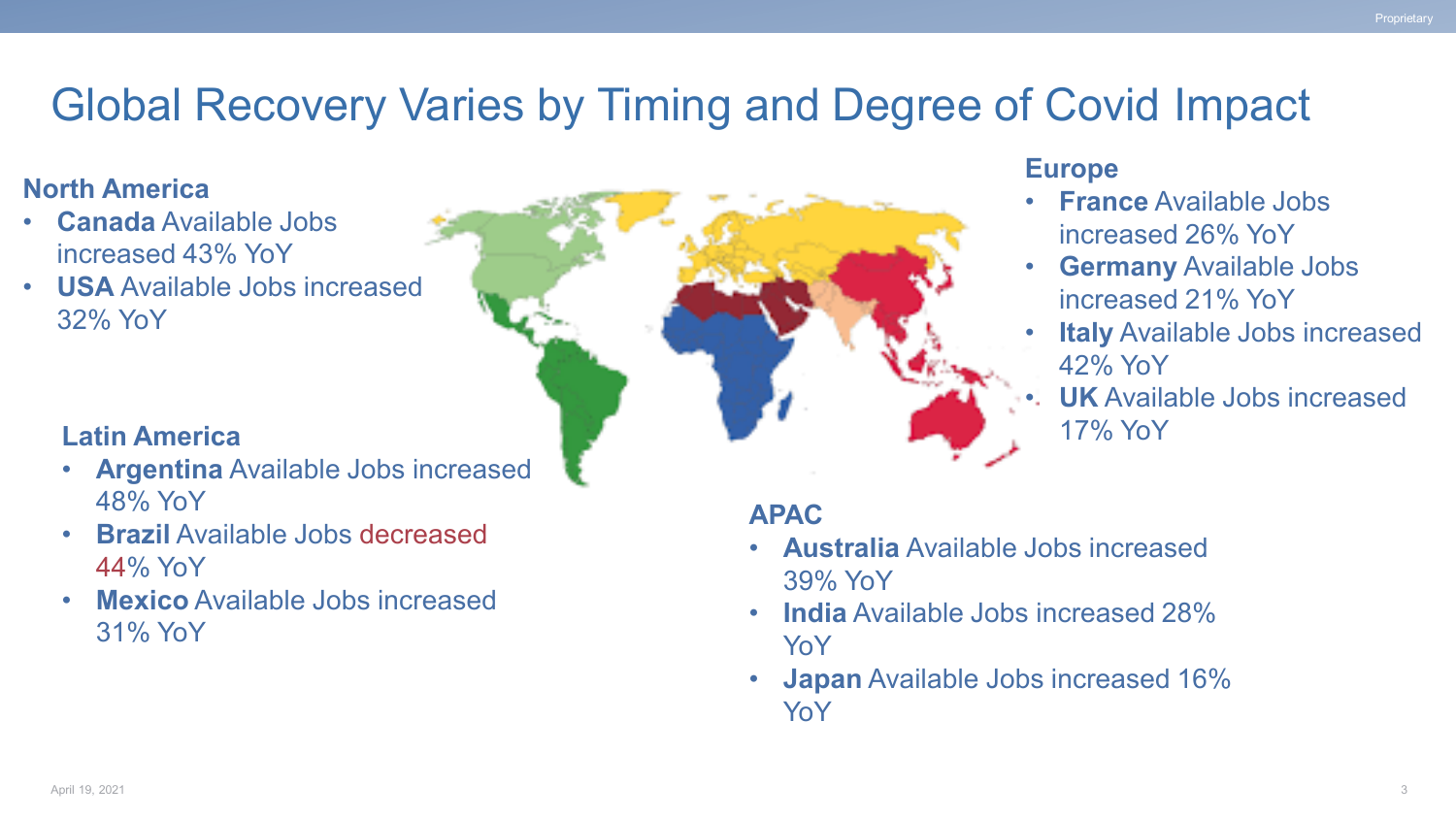# Global Recovery Varies by Timing and Degree of Covid Impact

## North America

- **Canada** Available Jobs increased 43% YoY
- **USA** Available Jobs increased 32% YoY

## Latin America

- **Argentina** Available Jobs increased 48% YoY
- **Brazil** Available Jobs decreased 44% YoY
- **Mexico** Available Jobs increased 31% YoY

## Europe

- **France** Available Jobs increased 26% YoY
- **Germany** Available Jobs increased 21% YoY
- **Italy** Available Jobs increased 42% YoY
- **UK** Available Jobs increased 17% YoY

## APAC

- **Australia** Available Jobs increased 39% YoY
- **India** Available Jobs increased 28% YoY
- **Japan** Available Jobs increased 16% YoY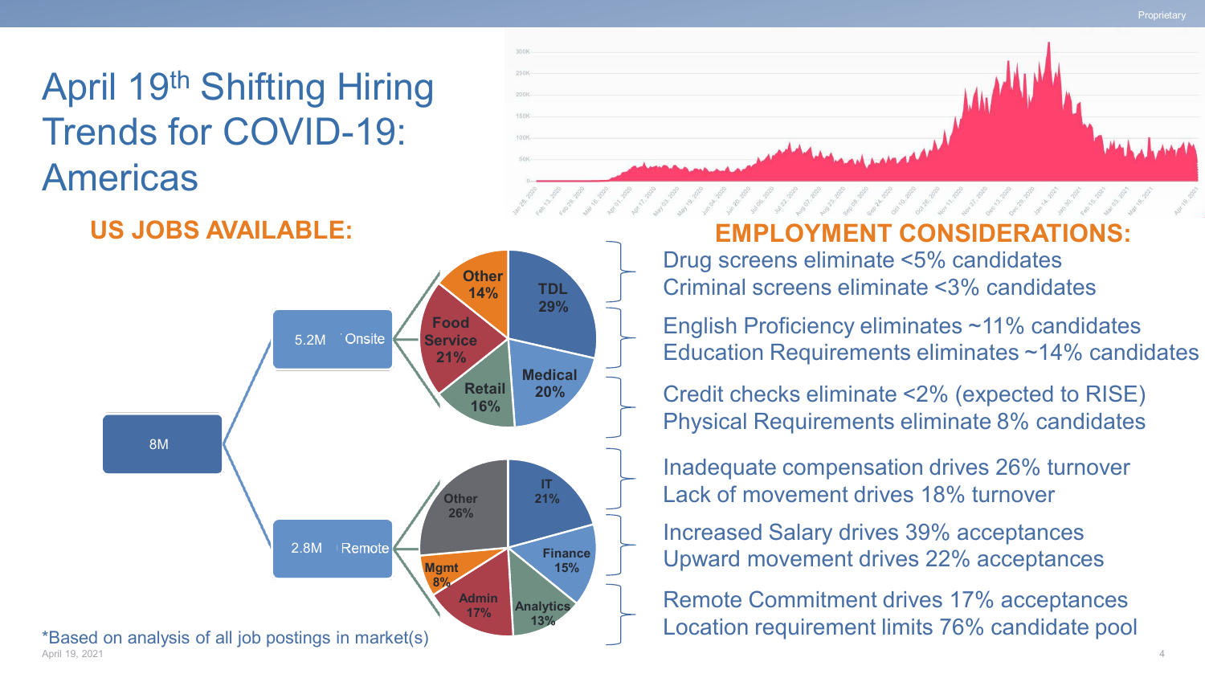# April 19th Shifting Hiring Trends for COVID-19: Americas

## US JOBS AVAILABLE:

8M

- 5.2M Onsite
  - TDL 29%
  - Medical 20%
  - Retail 16%
  - Food Service 21%
  - Other 14%
- 2.8M Remote
  - IT 21%
  - Finance 15%
  - Analytics 13%
  - Admin 17%
  - Mgmt 8%
  - Other 26%

*Based on analysis of all job postings in market(s)

## EMPLOYMENT CONSIDERATIONS:

Drug screens eliminate <5% candidates
Criminal screens eliminate <3% candidates

English Proficiency eliminates ~11% candidates
Education Requirements eliminates ~14% candidates

Credit checks eliminate <2% (expected to RISE)
Physical Requirements eliminate 8% candidates

Inadequate compensation drives 26% turnover
Lack of movement drives 18% turnover

Increased Salary drives 39% acceptances
Upward movement drives 22% acceptances

Remote Commitment drives 17% acceptances
Location requirement limits 76% candidate pool

April 19, 2021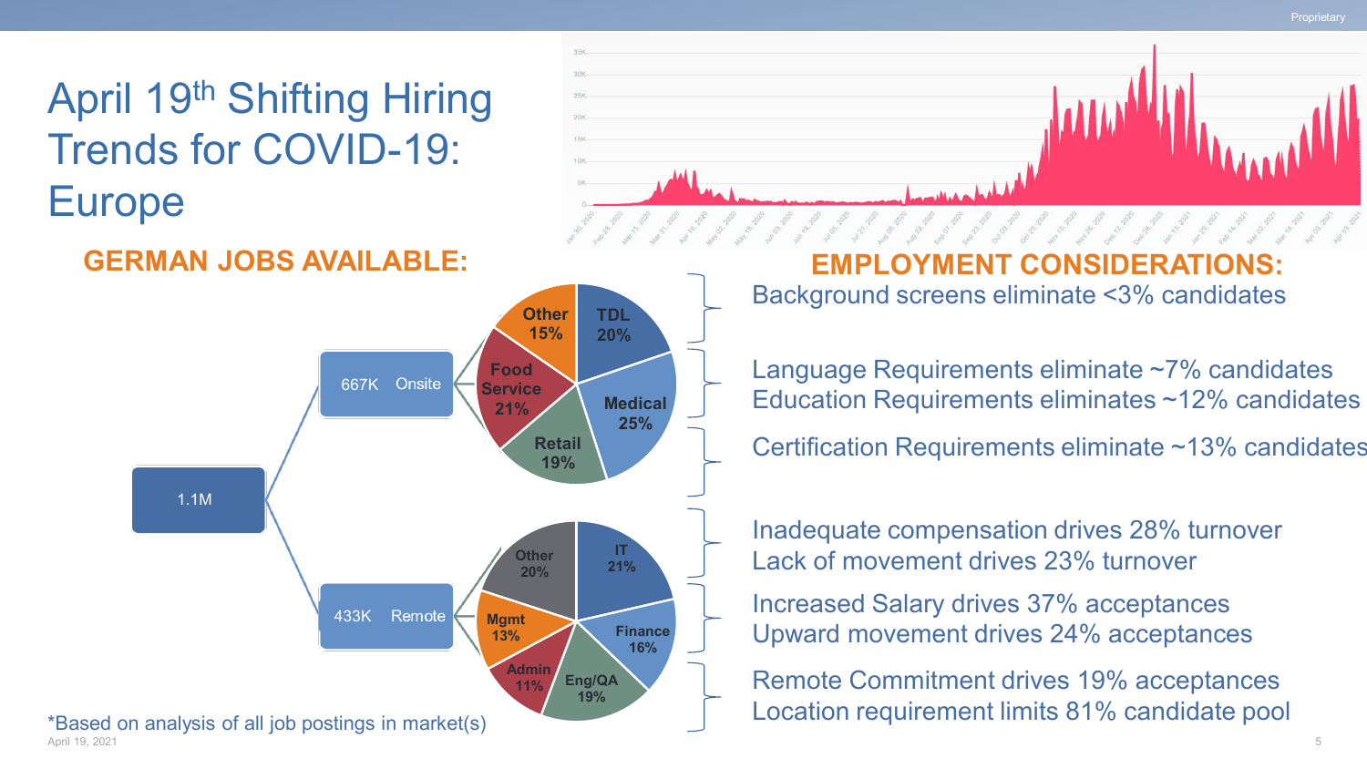# April 19th Shifting Hiring Trends for COVID-19: Europe

## GERMAN JOBS AVAILABLE:

1.1M

- 667K Onsite
  - TDL 20%
  - Medical 25%
  - Retail 19%
  - Food Service 21%
  - Other 15%
- 433K Remote
  - IT 21%
  - Finance 16%
  - Eng/QA 19%
  - Admin 11%
  - Mgmt 13%
  - Other 20%

*Based on analysis of all job postings in market(s)

## EMPLOYMENT CONSIDERATIONS:

Background screens eliminate <3% candidates

Language Requirements eliminate ~7% candidates
Education Requirements eliminates ~12% candidates

Certification Requirements eliminate ~13% candidates

Inadequate compensation drives 28% turnover
Lack of movement drives 23% turnover

Increased Salary drives 37% acceptances
Upward movement drives 24% acceptances

Remote Commitment drives 19% acceptances
Location requirement limits 81% candidate pool

April 19, 2021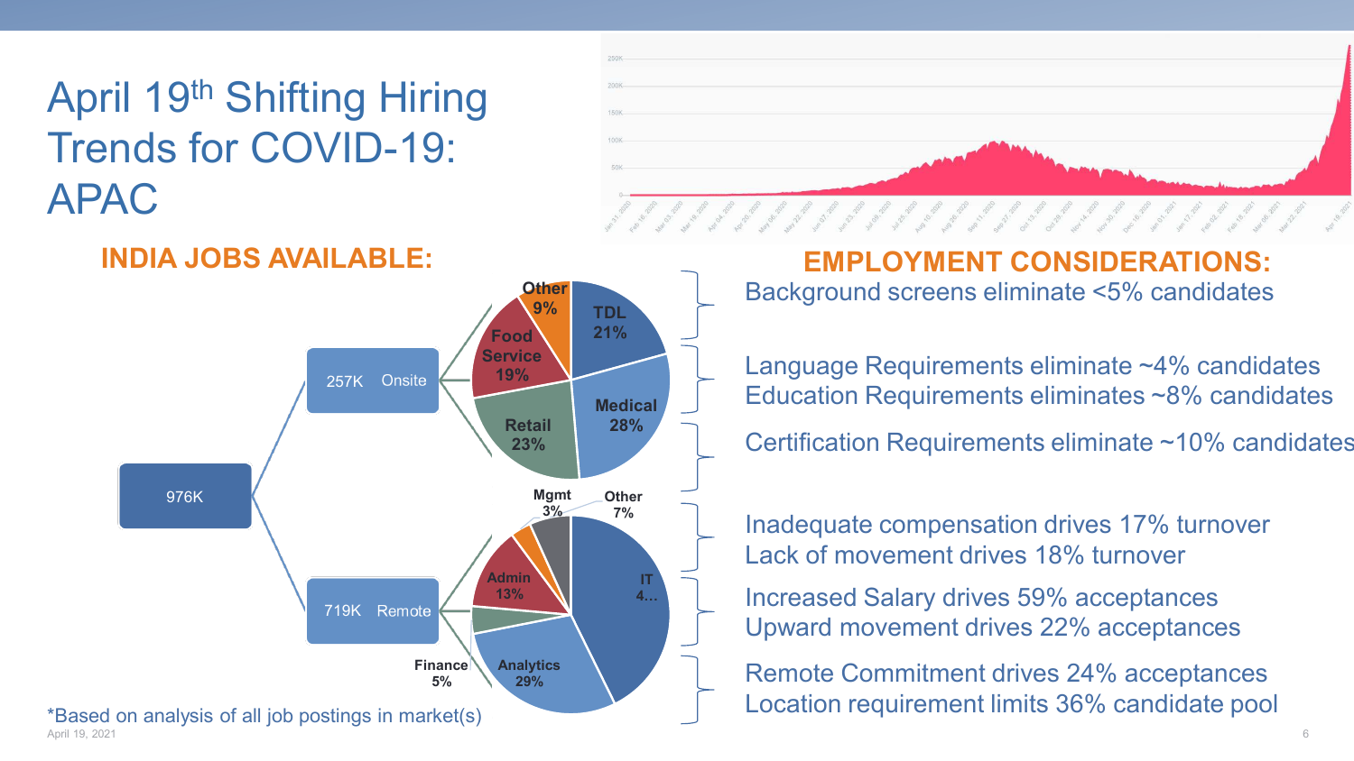# April 19th Shifting Hiring Trends for COVID-19: APAC

## INDIA JOBS AVAILABLE:

976K

- 257K Onsite
  - Other 9%
  - TDL 21%
  - Food Service 19%
  - Medical 28%
  - Retail 23%
- 719K Remote
  - Mgmt 3%
  - Other 7%
  - Admin 13%
  - IT 4…
  - Finance 5%
  - Analytics 29%

*Based on analysis of all job postings in market(s)

## EMPLOYMENT CONSIDERATIONS:

Background screens eliminate <5% candidates

Language Requirements eliminate ~4% candidates
Education Requirements eliminates ~8% candidates

Certification Requirements eliminate ~10% candidates

Inadequate compensation drives 17% turnover
Lack of movement drives 18% turnover

Increased Salary drives 59% acceptances
Upward movement drives 22% acceptances

Remote Commitment drives 24% acceptances
Location requirement limits 36% candidate pool

April 19, 2021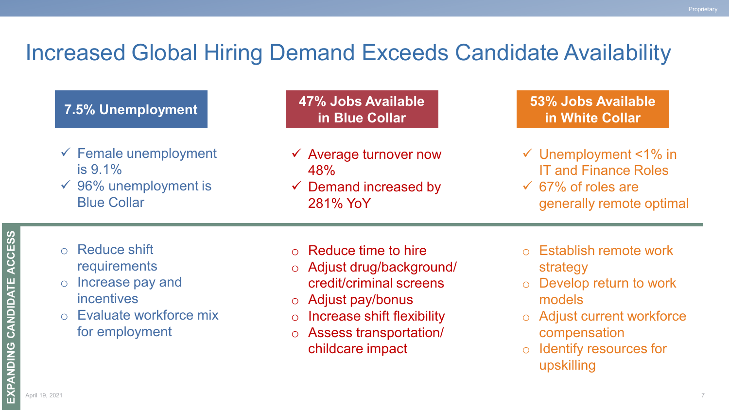# Increased Global Hiring Demand Exceeds Candidate Availability

## 7.5% Unemployment

- ✓ Female unemployment is 9.1%
- ✓ 96% unemployment is Blue Collar

## 47% Jobs Available in Blue Collar

- ✓ Average turnover now 48%
- ✓ Demand increased by 281% YoY

## 53% Jobs Available in White Collar

- ✓ Unemployment <1% in IT and Finance Roles
- ✓ 67% of roles are generally remote optimal

## EXPANDING CANDIDATE ACCESS

**7.5% Unemployment**

- Reduce shift requirements
- Increase pay and incentives
- Evaluate workforce mix for employment

**47% Jobs Available in Blue Collar**

- Reduce time to hire
- Adjust drug/background/ credit/criminal screens
- Adjust pay/bonus
- Increase shift flexibility
- Assess transportation/ childcare impact

**53% Jobs Available in White Collar**

- Establish remote work strategy
- Develop return to work models
- Adjust current workforce compensation
- Identify resources for upskilling

April 19, 2021